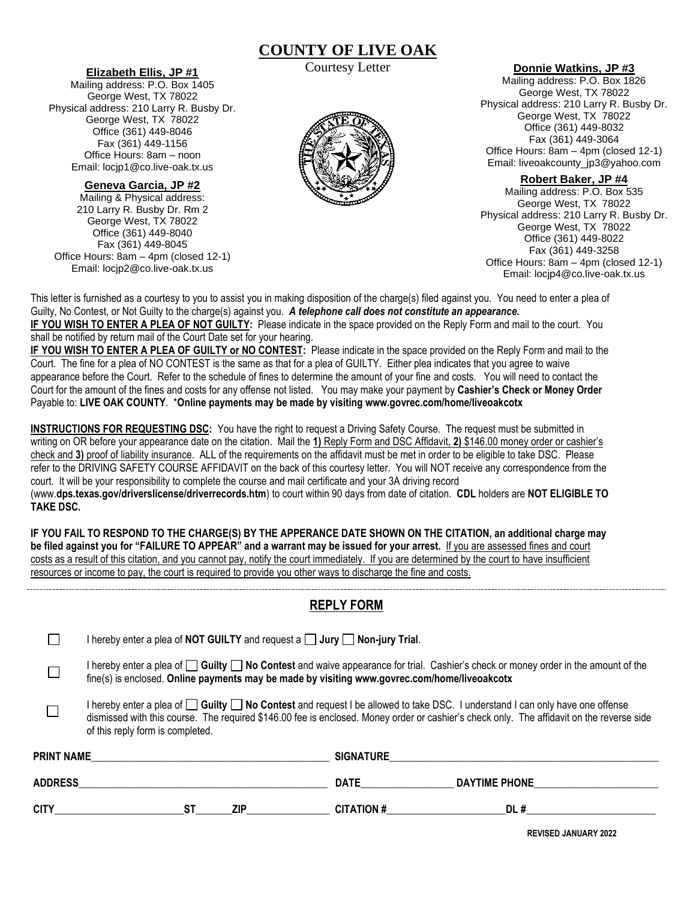# COUNTY OF LIVE OAK

Courtesy Letter

**Elizabeth Ellis, JP #1**
Mailing address: P.O. Box 1405
George West, TX 78022
Physical address: 210 Larry R. Busby Dr.
George West, TX 78022
Office (361) 449-8046
Fax (361) 449-1156
Office Hours: 8am – noon
Email: locjp1@co.live-oak.tx.us

**Geneva Garcia, JP #2**
Mailing & Physical address:
210 Larry R. Busby Dr. Rm 2
George West, TX 78022
Office (361) 449-8040
Fax (361) 449-8045
Office Hours: 8am – 4pm (closed 12-1)
Email: locjp2@co.live-oak.tx.us

**Donnie Watkins, JP #3**
Mailing address: P.O. Box 1826
George West, TX 78022
Physical address: 210 Larry R. Busby Dr.
George West, TX 78022
Office (361) 449-8032
Fax (361) 449-3064
Office Hours: 8am – 4pm (closed 12-1)
Email: liveoakcounty_jp3@yahoo.com

**Robert Baker, JP #4**
Mailing address: P.O. Box 535
George West, TX 78022
Physical address: 210 Larry R. Busby Dr.
George West, TX 78022
Office (361) 449-8022
Fax (361) 449-3258
Office Hours: 8am – 4pm (closed 12-1)
Email: locjp4@co.live-oak.tx.us

This letter is furnished as a courtesy to you to assist you in making disposition of the charge(s) filed against you. You need to enter a plea of Guilty, No Contest, or Not Guilty to the charge(s) against you. ***A telephone call does not constitute an appearance.***

**IF YOU WISH TO ENTER A PLEA OF NOT GUILTY:** Please indicate in the space provided on the Reply Form and mail to the court. You shall be notified by return mail of the Court Date set for your hearing.

**IF YOU WISH TO ENTER A PLEA OF GUILTY or NO CONTEST:** Please indicate in the space provided on the Reply Form and mail to the Court. The fine for a plea of NO CONTEST is the same as that for a plea of GUILTY. Either plea indicates that you agree to waive appearance before the Court. Refer to the schedule of fines to determine the amount of your fine and costs. You will need to contact the Court for the amount of the fines and costs for any offense not listed. You may make your payment by **Cashier's Check or Money Order** Payable to: **LIVE OAK COUNTY**. ***Online payments may be made by visiting www.govrec.com/home/liveoakcotx**

**INSTRUCTIONS FOR REQUESTING DSC:** You have the right to request a Driving Safety Course. The request must be submitted in writing on OR before your appearance date on the citation. Mail the **1)** Reply Form and DSC Affidavit, **2)** $146.00 money order or cashier's check and **3)** proof of liability insurance. ALL of the requirements on the affidavit must be met in order to be eligible to take DSC. Please refer to the DRIVING SAFETY COURSE AFFIDAVIT on the back of this courtesy letter. You will NOT receive any correspondence from the court. It will be your responsibility to complete the course and mail certificate and your 3A driving record (www.**dps.texas.gov/driverslicense/driverrecords.htm**) to court within 90 days from date of citation. **CDL** holders are **NOT ELIGIBLE TO TAKE DSC.**

**IF YOU FAIL TO RESPOND TO THE CHARGE(S) BY THE APPERANCE DATE SHOWN ON THE CITATION, an additional charge may be filed against you for "FAILURE TO APPEAR" and a warrant may be issued for your arrest.** If you are assessed fines and court costs as a result of this citation, and you cannot pay, notify the court immediately. If you are determined by the court to have insufficient resources or income to pay, the court is required to provide you other ways to discharge the fine and costs.

## REPLY FORM

☐ I hereby enter a plea of **NOT GUILTY** and request a ☐ **Jury** ☐ **Non-jury Trial**.

☐ I hereby enter a plea of ☐ **Guilty** ☐ **No Contest** and waive appearance for trial. Cashier's check or money order in the amount of the fine(s) is enclosed. **Online payments may be made by visiting www.govrec.com/home/liveoakcotx**

☐ I hereby enter a plea of ☐ **Guilty** ☐ **No Contest** and request I be allowed to take DSC. I understand I can only have one offense dismissed with this course. The required $146.00 fee is enclosed. Money order or cashier's check only. The affidavit on the reverse side of this reply form is completed.

**PRINT NAME**\_\_\_\_\_\_\_\_\_\_\_\_\_\_\_\_\_\_\_\_\_\_\_\_ **SIGNATURE**\_\_\_\_\_\_\_\_\_\_\_\_\_\_\_\_\_\_\_\_\_\_\_\_

**ADDRESS**\_\_\_\_\_\_\_\_\_\_\_\_\_\_\_\_\_\_\_\_\_\_\_\_ **DATE**\_\_\_\_\_\_\_\_\_\_\_\_ **DAYTIME PHONE**\_\_\_\_\_\_\_\_\_\_\_\_

**CITY**\_\_\_\_\_\_\_\_\_\_\_\_ **ST**\_\_\_\_\_ **ZIP**\_\_\_\_\_\_\_\_ **CITATION #**\_\_\_\_\_\_\_\_\_\_\_\_ **DL #**\_\_\_\_\_\_\_\_\_\_\_\_

**REVISED JANUARY 2022**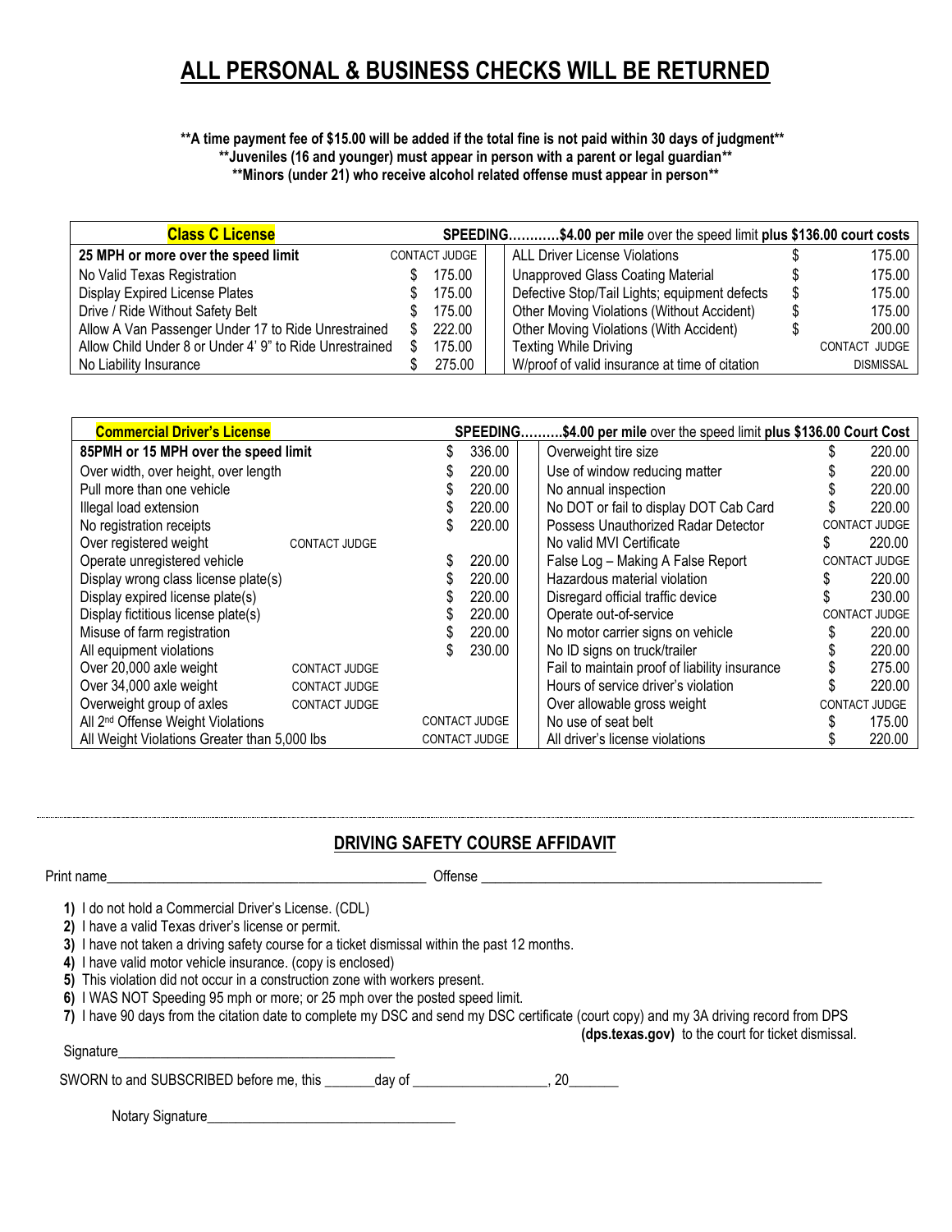# ALL PERSONAL & BUSINESS CHECKS WILL BE RETURNED

**\*\*A time payment fee of $15.00 will be added if the total fine is not paid within 30 days of judgment\*\***
**\*\*Juveniles (16 and younger) must appear in person with a parent or legal guardian\*\***
**\*\*Minors (under 21) who receive alcohol related offense must appear in person\*\***

| **Class C License** | | **SPEEDING…………$4.00 per mile** over the speed limit **plus $136.00 court costs** | |
|---|---|---|---|
| **25 MPH or more over the speed limit** | CONTACT JUDGE | ALL Driver License Violations | $ 175.00 |
| No Valid Texas Registration | $ 175.00 | Unapproved Glass Coating Material | $ 175.00 |
| Display Expired License Plates | $ 175.00 | Defective Stop/Tail Lights; equipment defects | $ 175.00 |
| Drive / Ride Without Safety Belt | $ 175.00 | Other Moving Violations (Without Accident) | $ 175.00 |
| Allow A Van Passenger Under 17 to Ride Unrestrained | $ 222.00 | Other Moving Violations (With Accident) | $ 200.00 |
| Allow Child Under 8 or Under 4' 9" to Ride Unrestrained | $ 175.00 | Texting While Driving | CONTACT JUDGE |
| No Liability Insurance | $ 275.00 | W/proof of valid insurance at time of citation | DISMISSAL |

| **Commercial Driver's License** | | | **SPEEDING……….$4.00 per mile** over the speed limit **plus $136.00 Court Cost** | |
|---|---|---|---|---|
| **85PMH or 15 MPH over the speed limit** | | $ 336.00 | Overweight tire size | $ 220.00 |
| Over width, over height, over length | | $ 220.00 | Use of window reducing matter | $ 220.00 |
| Pull more than one vehicle | | $ 220.00 | No annual inspection | $ 220.00 |
| Illegal load extension | | $ 220.00 | No DOT or fail to display DOT Cab Card | $ 220.00 |
| No registration receipts | | $ 220.00 | Possess Unauthorized Radar Detector | CONTACT JUDGE |
| Over registered weight | CONTACT JUDGE | | No valid MVI Certificate | $ 220.00 |
| Operate unregistered vehicle | | $ 220.00 | False Log – Making A False Report | CONTACT JUDGE |
| Display wrong class license plate(s) | | $ 220.00 | Hazardous material violation | $ 220.00 |
| Display expired license plate(s) | | $ 220.00 | Disregard official traffic device | $ 230.00 |
| Display fictitious license plate(s) | | $ 220.00 | Operate out-of-service | CONTACT JUDGE |
| Misuse of farm registration | | $ 220.00 | No motor carrier signs on vehicle | $ 220.00 |
| All equipment violations | | $ 230.00 | No ID signs on truck/trailer | $ 220.00 |
| Over 20,000 axle weight | CONTACT JUDGE | | Fail to maintain proof of liability insurance | $ 275.00 |
| Over 34,000 axle weight | CONTACT JUDGE | | Hours of service driver's violation | $ 220.00 |
| Overweight group of axles | CONTACT JUDGE | | Over allowable gross weight | CONTACT JUDGE |
| All 2nd Offense Weight Violations | | CONTACT JUDGE | No use of seat belt | $ 175.00 |
| All Weight Violations Greater than 5,000 lbs | | CONTACT JUDGE | All driver's license violations | $ 220.00 |

---

## DRIVING SAFETY COURSE AFFIDAVIT

Print name_____________________________________________ Offense ________________________________________________

1. I do not hold a Commercial Driver's License. (CDL)
2. I have a valid Texas driver's license or permit.
3. I have not taken a driving safety course for a ticket dismissal within the past 12 months.
4. I have valid motor vehicle insurance. (copy is enclosed)
5. This violation did not occur in a construction zone with workers present.
6. I WAS NOT Speeding 95 mph or more; or 25 mph over the posted speed limit.
7. I have 90 days from the citation date to complete my DSC and send my DSC certificate (court copy) and my 3A driving record from DPS **(dps.texas.gov)** to the court for ticket dismissal.

Signature_______________________________________

SWORN to and SUBSCRIBED before me, this _______day of __________________, 20_______

Notary Signature___________________________________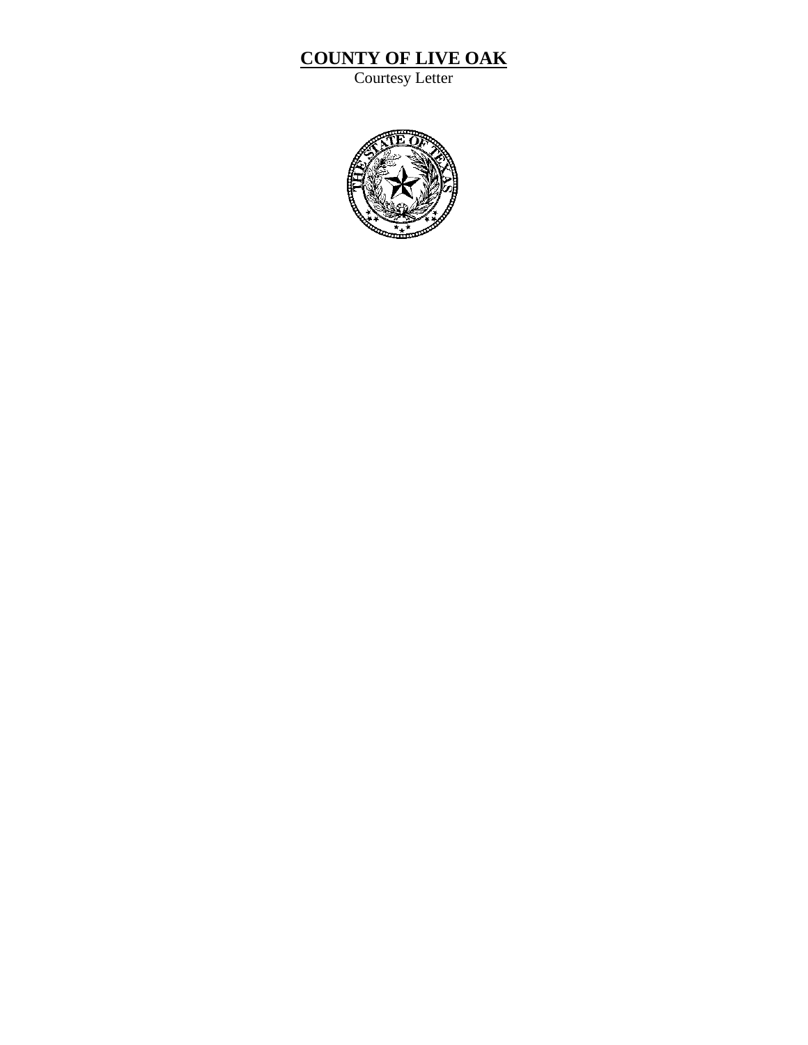**COUNTY OF LIVE OAK**

Courtesy Letter